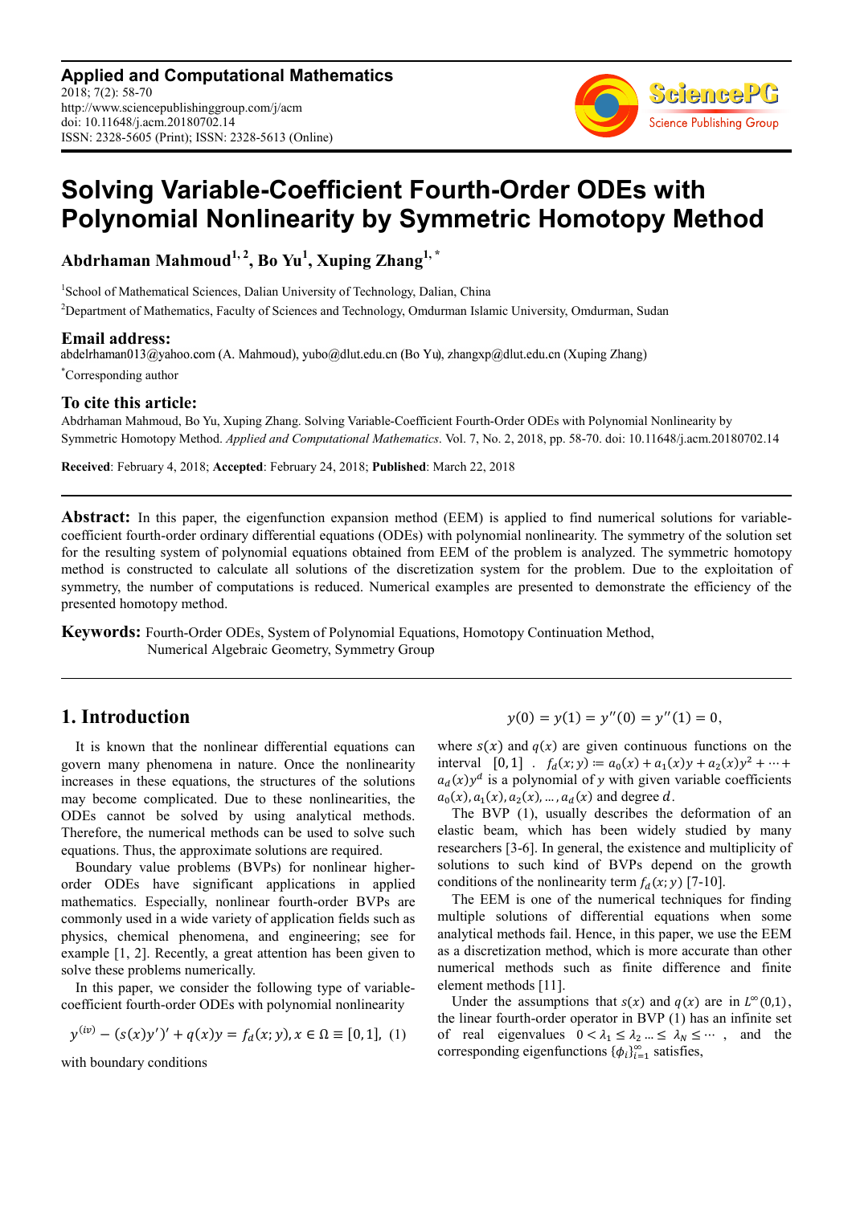**Applied and Computational Mathematics**
2018; 7(2): 58-70
http://www.sciencepublishinggroup.com/j/acm
doi: 10.11648/j.acm.20180702.14
ISSN: 2328-5605 (Print); ISSN: 2328-5613 (Online)

# Solving Variable-Coefficient Fourth-Order ODEs with Polynomial Nonlinearity by Symmetric Homotopy Method

**Abdrhaman Mahmoud[1, 2], Bo Yu[1], Xuping Zhang[1, *]**

[1]School of Mathematical Sciences, Dalian University of Technology, Dalian, China

[2]Department of Mathematics, Faculty of Sciences and Technology, Omdurman Islamic University, Omdurman, Sudan

## Email address:

abdelrhaman013@yahoo.com (A. Mahmoud), yubo@dlut.edu.cn (Bo Yu), zhangxp@dlut.edu.cn (Xuping Zhang)

[*]Corresponding author

## To cite this article:

Abdrhaman Mahmoud, Bo Yu, Xuping Zhang. Solving Variable-Coefficient Fourth-Order ODEs with Polynomial Nonlinearity by Symmetric Homotopy Method. *Applied and Computational Mathematics*. Vol. 7, No. 2, 2018, pp. 58-70. doi: 10.11648/j.acm.20180702.14

**Received**: February 4, 2018; **Accepted**: February 24, 2018; **Published**: March 22, 2018

**Abstract:** In this paper, the eigenfunction expansion method (EEM) is applied to find numerical solutions for variable-coefficient fourth-order ordinary differential equations (ODEs) with polynomial nonlinearity. The symmetry of the solution set for the resulting system of polynomial equations obtained from EEM of the problem is analyzed. The symmetric homotopy method is constructed to calculate all solutions of the discretization system for the problem. Due to the exploitation of symmetry, the number of computations is reduced. Numerical examples are presented to demonstrate the efficiency of the presented homotopy method.

**Keywords:** Fourth-Order ODEs, System of Polynomial Equations, Homotopy Continuation Method, Numerical Algebraic Geometry, Symmetry Group

## 1. Introduction

It is known that the nonlinear differential equations can govern many phenomena in nature. Once the nonlinearity increases in these equations, the structures of the solutions may become complicated. Due to these nonlinearities, the ODEs cannot be solved by using analytical methods. Therefore, the numerical methods can be used to solve such equations. Thus, the approximate solutions are required.

Boundary value problems (BVPs) for nonlinear higher-order ODEs have significant applications in applied mathematics. Especially, nonlinear fourth-order BVPs are commonly used in a wide variety of application fields such as physics, chemical phenomena, and engineering; see for example [1, 2]. Recently, a great attention has been given to solve these problems numerically.

In this paper, we consider the following type of variable-coefficient fourth-order ODEs with polynomial nonlinearity

$$y^{(iv)} - (s(x)y')' + q(x)y = f_d(x;y), x \in \Omega \equiv [0,1], \quad (1)$$

with boundary conditions

$$y(0) = y(1) = y''(0) = y''(1) = 0,$$

where $s(x)$ and $q(x)$ are given continuous functions on the interval $[0,1]$. $f_d(x;y) := a_0(x) + a_1(x)y + a_2(x)y^2 + \cdots + a_d(x)y^d$ is a polynomial of $y$ with given variable coefficients $a_0(x), a_1(x), a_2(x), \ldots, a_d(x)$ and degree $d$.

The BVP (1), usually describes the deformation of an elastic beam, which has been widely studied by many researchers [3-6]. In general, the existence and multiplicity of solutions to such kind of BVPs depend on the growth conditions of the nonlinearity term $f_d(x;y)$ [7-10].

The EEM is one of the numerical techniques for finding multiple solutions of differential equations when some analytical methods fail. Hence, in this paper, we use the EEM as a discretization method, which is more accurate than other numerical methods such as finite difference and finite element methods [11].

Under the assumptions that $s(x)$ and $q(x)$ are in $L^\infty(0,1)$, the linear fourth-order operator in BVP (1) has an infinite set of real eigenvalues $0 < \lambda_1 \le \lambda_2 \ldots \le \lambda_N \le \cdots$, and the corresponding eigenfunctions $\{\phi_i\}_{i=1}^\infty$ satisfies,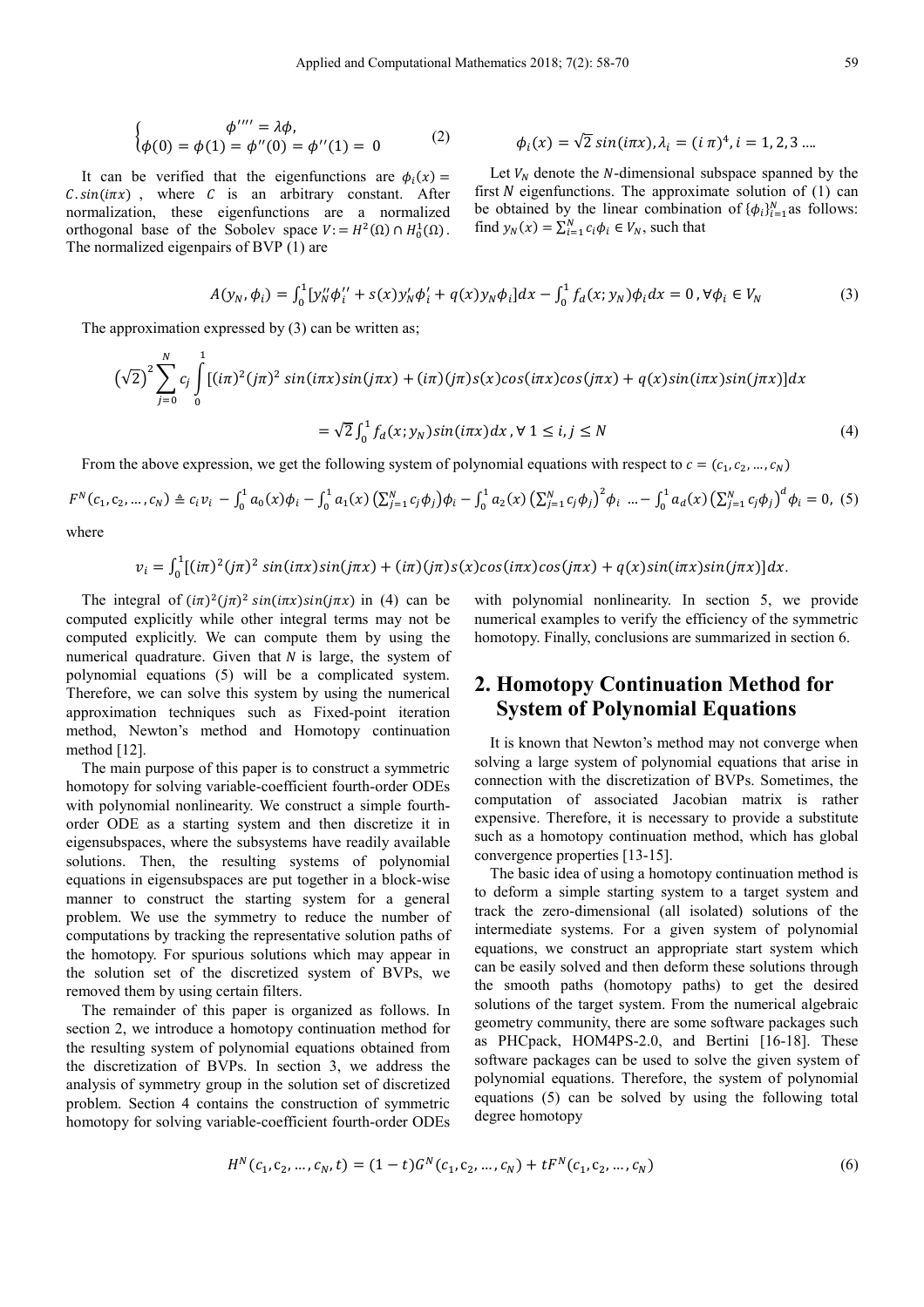$$
\begin{cases} \phi'''' = \lambda\phi, \\ \phi(0) = \phi(1) = \phi''(0) = \phi''(1) = 0 \end{cases} \tag{2}
$$

It can be verified that the eigenfunctions are $\phi_i(x) = C.sin(i\pi x)$, where $C$ is an arbitrary constant. After normalization, these eigenfunctions are a normalized orthogonal base of the Sobolev space $V := H^2(\Omega) \cap H_0^1(\Omega)$. The normalized eigenpairs of BVP (1) are

$$
\phi_i(x) = \sqrt{2}\, sin(i\pi x), \lambda_i = (i\,\pi)^4, i = 1, 2, 3 \ldots.
$$

Let $V_N$ denote the $N$-dimensional subspace spanned by the first $N$ eigenfunctions. The approximate solution of (1) can be obtained by the linear combination of $\{\phi_i\}_{i=1}^N$ as follows: find $y_N(x) = \sum_{i=1}^N c_i\phi_i \in V_N$, such that

$$
A(y_N, \phi_i) = \int_0^1 [y_N''\phi_i'' + s(x)y_N'\phi_i' + q(x)y_N\phi_i]dx - \int_0^1 f_d(x; y_N)\phi_i dx = 0, \forall\phi_i \in V_N \tag{3}
$$

The approximation expressed by (3) can be written as;

$$
\left(\sqrt{2}\right)^2 \sum_{j=0}^{N} c_j \int_0^1 [(i\pi)^2(j\pi)^2\, sin(i\pi x)sin(j\pi x) + (i\pi)(j\pi)s(x)cos(i\pi x)cos(j\pi x) + q(x)sin(i\pi x)sin(j\pi x)]dx
$$

$$
= \sqrt{2}\int_0^1 f_d(x; y_N)sin(i\pi x)dx, \forall\, 1 \le i, j \le N \tag{4}
$$

From the above expression, we get the following system of polynomial equations with respect to $c = (c_1, c_2, \ldots, c_N)$

$$
F^N(c_1, c_2, \ldots, c_N) \triangleq c_i v_i - \int_0^1 a_0(x)\phi_i - \int_0^1 a_1(x)\left(\sum_{j=1}^N c_j\phi_j\right)\phi_i - \int_0^1 a_2(x)\left(\sum_{j=1}^N c_j\phi_j\right)^2\phi_i \ \ldots - \int_0^1 a_d(x)\left(\sum_{j=1}^N c_j\phi_j\right)^d\phi_i = 0, \tag{5}
$$

where

$$
v_i = \int_0^1 [(i\pi)^2(j\pi)^2\, sin(i\pi x)sin(j\pi x) + (i\pi)(j\pi)s(x)cos(i\pi x)cos(j\pi x) + q(x)sin(i\pi x)sin(j\pi x)]dx.
$$

The integral of $(i\pi)^2(j\pi)^2\, sin(i\pi x)sin(j\pi x)$ in (4) can be computed explicitly while other integral terms may not be computed explicitly. We can compute them by using the numerical quadrature. Given that $N$ is large, the system of polynomial equations (5) will be a complicated system. Therefore, we can solve this system by using the numerical approximation techniques such as Fixed-point iteration method, Newton's method and Homotopy continuation method [12].

The main purpose of this paper is to construct a symmetric homotopy for solving variable-coefficient fourth-order ODEs with polynomial nonlinearity. We construct a simple fourth-order ODE as a starting system and then discretize it in eigensubspaces, where the subsystems have readily available solutions. Then, the resulting systems of polynomial equations in eigensubspaces are put together in a block-wise manner to construct the starting system for a general problem. We use the symmetry to reduce the number of computations by tracking the representative solution paths of the homotopy. For spurious solutions which may appear in the solution set of the discretized system of BVPs, we removed them by using certain filters.

The remainder of this paper is organized as follows. In section 2, we introduce a homotopy continuation method for the resulting system of polynomial equations obtained from the discretization of BVPs. In section 3, we address the analysis of symmetry group in the solution set of discretized problem. Section 4 contains the construction of symmetric homotopy for solving variable-coefficient fourth-order ODEs with polynomial nonlinearity. In section 5, we provide numerical examples to verify the efficiency of the symmetric homotopy. Finally, conclusions are summarized in section 6.

## 2. Homotopy Continuation Method for System of Polynomial Equations

It is known that Newton's method may not converge when solving a large system of polynomial equations that arise in connection with the discretization of BVPs. Sometimes, the computation of associated Jacobian matrix is rather expensive. Therefore, it is necessary to provide a substitute such as a homotopy continuation method, which has global convergence properties [13-15].

The basic idea of using a homotopy continuation method is to deform a simple starting system to a target system and track the zero-dimensional (all isolated) solutions of the intermediate systems. For a given system of polynomial equations, we construct an appropriate start system which can be easily solved and then deform these solutions through the smooth paths (homotopy paths) to get the desired solutions of the target system. From the numerical algebraic geometry community, there are some software packages such as PHCpack, HOM4PS-2.0, and Bertini [16-18]. These software packages can be used to solve the given system of polynomial equations. Therefore, the system of polynomial equations (5) can be solved by using the following total degree homotopy

$$
H^N(c_1, c_2, \ldots, c_N, t) = (1 - t)G^N(c_1, c_2, \ldots, c_N) + tF^N(c_1, c_2, \ldots, c_N) \tag{6}
$$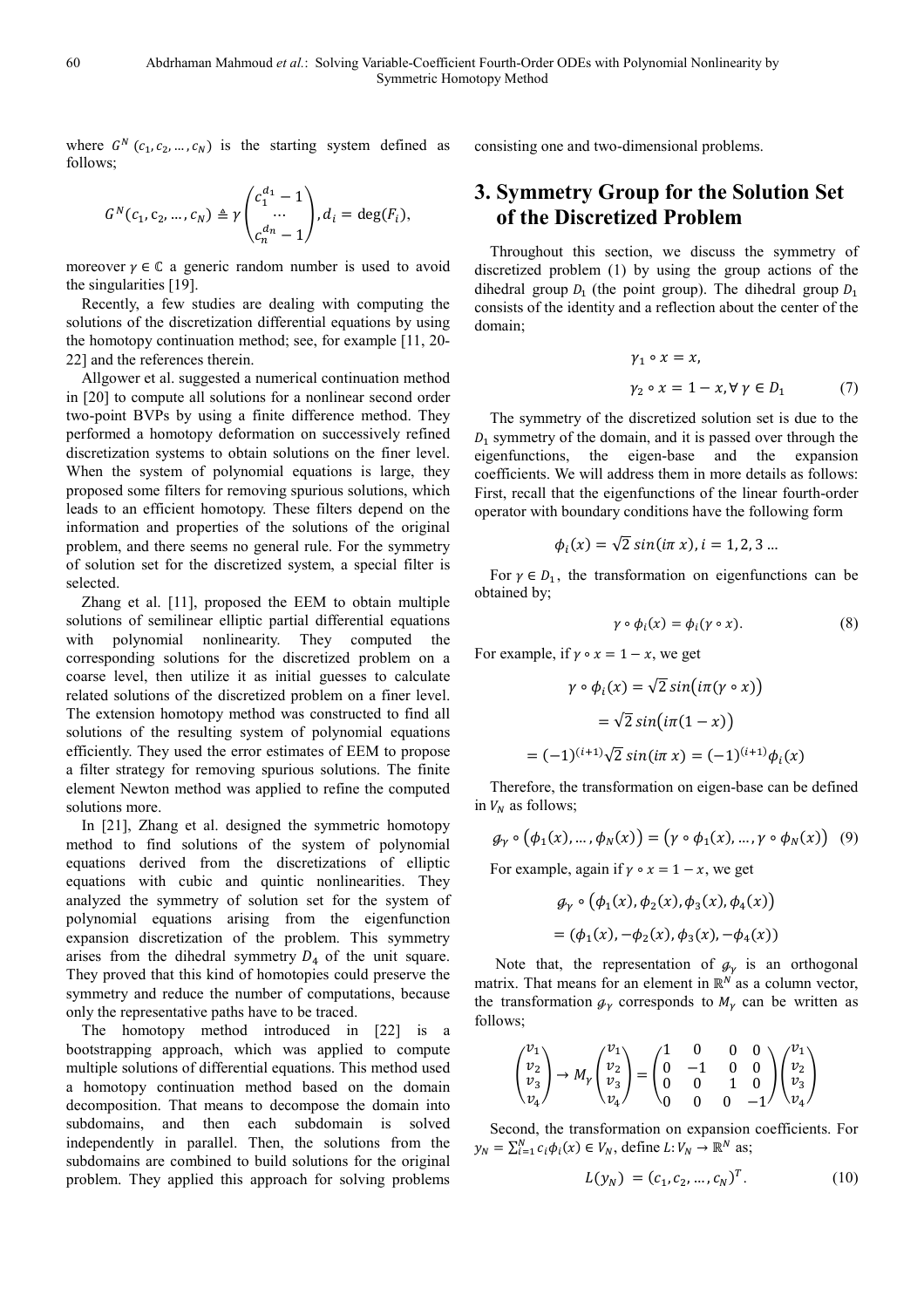where $G^N(c_1, c_2, \ldots, c_N)$ is the starting system defined as follows;

$$G^N(c_1, c_2, \ldots, c_N) \triangleq \gamma \begin{pmatrix} c_1^{d_1} - 1 \\ \cdots \\ c_n^{d_n} - 1 \end{pmatrix}, d_i = \deg(F_i),$$

moreover $\gamma \in \mathbb{C}$ a generic random number is used to avoid the singularities [19].

Recently, a few studies are dealing with computing the solutions of the discretization differential equations by using the homotopy continuation method; see, for example [11, 20-22] and the references therein.

Allgower et al. suggested a numerical continuation method in [20] to compute all solutions for a nonlinear second order two-point BVPs by using a finite difference method. They performed a homotopy deformation on successively refined discretization systems to obtain solutions on the finer level. When the system of polynomial equations is large, they proposed some filters for removing spurious solutions, which leads to an efficient homotopy. These filters depend on the information and properties of the solutions of the original problem, and there seems no general rule. For the symmetry of solution set for the discretized system, a special filter is selected.

Zhang et al. [11], proposed the EEM to obtain multiple solutions of semilinear elliptic partial differential equations with polynomial nonlinearity. They computed the corresponding solutions for the discretized problem on a coarse level, then utilize it as initial guesses to calculate related solutions of the discretized problem on a finer level. The extension homotopy method was constructed to find all solutions of the resulting system of polynomial equations efficiently. They used the error estimates of EEM to propose a filter strategy for removing spurious solutions. The finite element Newton method was applied to refine the computed solutions more.

In [21], Zhang et al. designed the symmetric homotopy method to find solutions of the system of polynomial equations derived from the discretizations of elliptic equations with cubic and quintic nonlinearities. They analyzed the symmetry of solution set for the system of polynomial equations arising from the eigenfunction expansion discretization of the problem. This symmetry arises from the dihedral symmetry $D_4$ of the unit square. They proved that this kind of homotopies could preserve the symmetry and reduce the number of computations, because only the representative paths have to be traced.

The homotopy method introduced in [22] is a bootstrapping approach, which was applied to compute multiple solutions of differential equations. This method used a homotopy continuation method based on the domain decomposition. That means to decompose the domain into subdomains, and then each subdomain is solved independently in parallel. Then, the solutions from the subdomains are combined to build solutions for the original problem. They applied this approach for solving problems consisting one and two-dimensional problems.

## 3. Symmetry Group for the Solution Set of the Discretized Problem

Throughout this section, we discuss the symmetry of discretized problem (1) by using the group actions of the dihedral group $D_1$ (the point group). The dihedral group $D_1$ consists of the identity and a reflection about the center of the domain;

$$\gamma_1 \circ x = x,$$

$$\gamma_2 \circ x = 1 - x, \forall \gamma \in D_1 \tag{7}$$

The symmetry of the discretized solution set is due to the $D_1$ symmetry of the domain, and it is passed over through the eigenfunctions, the eigen-base and the expansion coefficients. We will address them in more details as follows: First, recall that the eigenfunctions of the linear fourth-order operator with boundary conditions have the following form

$$\phi_i(x) = \sqrt{2}\, sin(i\pi\, x), i = 1, 2, 3 \ldots$$

For $\gamma \in D_1$, the transformation on eigenfunctions can be obtained by;

$$\gamma \circ \phi_i(x) = \phi_i(\gamma \circ x). \tag{8}$$

For example, if $\gamma \circ x = 1 - x$, we get

$$\gamma \circ \phi_i(x) = \sqrt{2}\, sin\big(i\pi(\gamma \circ x)\big)$$

$$= \sqrt{2}\, sin\big(i\pi(1 - x)\big)$$

$$= (-1)^{(i+1)}\sqrt{2}\, sin(i\pi\, x) = (-1)^{(i+1)}\phi_i(x)$$

Therefore, the transformation on eigen-base can be defined in $V_N$ as follows;

$$\mathcal{g}_\gamma \circ \big(\phi_1(x), \ldots, \phi_N(x)\big) = \big(\gamma \circ \phi_1(x), \ldots, \gamma \circ \phi_N(x)\big) \tag{9}$$

For example, again if $\gamma \circ x = 1 - x$, we get

$$\mathcal{g}_\gamma \circ \big(\phi_1(x), \phi_2(x), \phi_3(x), \phi_4(x)\big)$$

$$= \big(\phi_1(x), -\phi_2(x), \phi_3(x), -\phi_4(x)\big)$$

Note that, the representation of $\mathcal{g}_\gamma$ is an orthogonal matrix. That means for an element in $\mathbb{R}^N$ as a column vector, the transformation $\mathcal{g}_\gamma$ corresponds to $M_\gamma$ can be written as follows;

$$\begin{pmatrix} v_1 \\ v_2 \\ v_3 \\ v_4 \end{pmatrix} \to M_\gamma \begin{pmatrix} v_1 \\ v_2 \\ v_3 \\ v_4 \end{pmatrix} = \begin{pmatrix} 1 & 0 & 0 & 0 \\ 0 & -1 & 0 & 0 \\ 0 & 0 & 1 & 0 \\ 0 & 0 & 0 & -1 \end{pmatrix} \begin{pmatrix} v_1 \\ v_2 \\ v_3 \\ v_4 \end{pmatrix}$$

Second, the transformation on expansion coefficients. For $y_N = \sum_{i=1}^{N} c_i\phi_i(x) \in V_N$, define $L: V_N \to \mathbb{R}^N$ as;

$$L(y_N) = (c_1, c_2, \ldots, c_N)^T. \tag{10}$$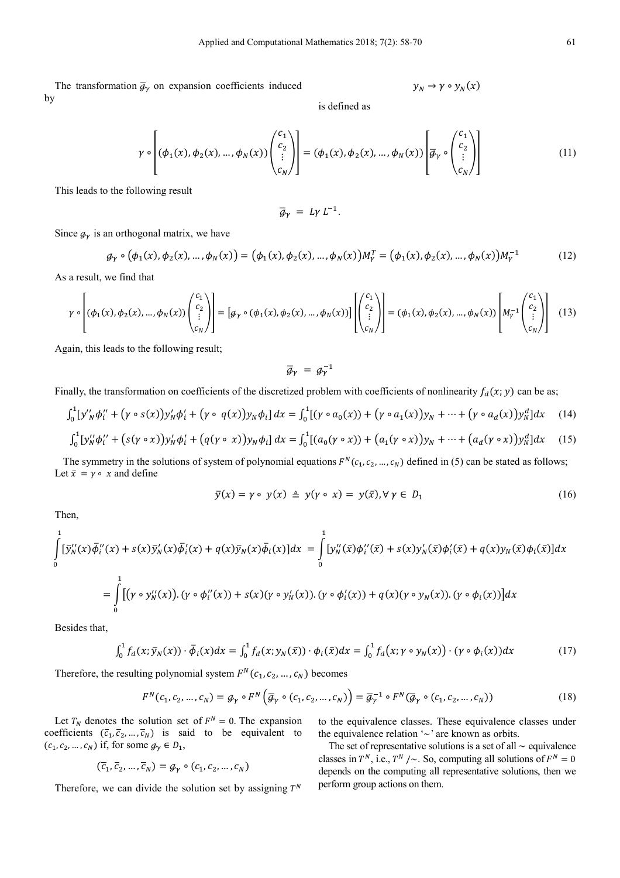The transformation $\overline{\mathcal{g}}_\gamma$ on expansion coefficients induced by

$$y_N \to \gamma \circ y_N(x)$$

is defined as

$$\gamma \circ \left[ (\phi_1(x), \phi_2(x), \dots, \phi_N(x)) \begin{pmatrix} c_1 \\ c_2 \\ \vdots \\ c_N \end{pmatrix} \right] = (\phi_1(x), \phi_2(x), \dots, \phi_N(x)) \left[ \overline{\mathcal{g}}_\gamma \circ \begin{pmatrix} c_1 \\ c_2 \\ \vdots \\ c_N \end{pmatrix} \right] \tag{11}$$

This leads to the following result

$$\overline{\mathcal{g}}_\gamma = L\gamma\, L^{-1}.$$

Since $\mathcal{g}_\gamma$ is an orthogonal matrix, we have

$$\mathcal{g}_\gamma \circ \left(\phi_1(x), \phi_2(x), \dots, \phi_N(x)\right) = \left(\phi_1(x), \phi_2(x), \dots, \phi_N(x)\right) M_\gamma^T = \left(\phi_1(x), \phi_2(x), \dots, \phi_N(x)\right) M_\gamma^{-1} \tag{12}$$

As a result, we find that

$$\gamma \circ \left[ (\phi_1(x), \phi_2(x), \dots, \phi_N(x)) \begin{pmatrix} c_1 \\ c_2 \\ \vdots \\ c_N \end{pmatrix} \right] = \left[\mathcal{g}_\gamma \circ (\phi_1(x), \phi_2(x), \dots, \phi_N(x))\right] \left[ \begin{pmatrix} c_1 \\ c_2 \\ \vdots \\ c_N \end{pmatrix} \right] = (\phi_1(x), \phi_2(x), \dots, \phi_N(x)) \left[ M_\gamma^{-1} \begin{pmatrix} c_1 \\ c_2 \\ \vdots \\ c_N \end{pmatrix} \right] \tag{13}$$

Again, this leads to the following result;

$$\overline{\mathcal{g}}_\gamma = \mathcal{g}_\gamma^{-1}$$

Finally, the transformation on coefficients of the discretized problem with coefficients of nonlinearity $f_d(x; y)$ can be as;

$$\int_0^1 [y''_N \phi''_i + (\gamma \circ s(x)) y'_N \phi'_i + (\gamma \circ\ q(x)) y_N \phi_i]\, dx = \int_0^1 [(\gamma \circ a_0(x)) + (\gamma \circ a_1(x)) y_N + \dots + (\gamma \circ a_d(x)) y_N^d] dx \tag{14}$$

$$\int_0^1 [y''_N \phi''_i + (s(\gamma \circ x)) y'_N \phi'_i + (q(\gamma \circ\ x)) y_N \phi_i]\, dx = \int_0^1 [(a_0(\gamma \circ x)) + (a_1(\gamma \circ x)) y_N + \dots + (a_d(\gamma \circ x)) y_N^d] dx \tag{15}$$

The symmetry in the solutions of system of polynomial equations $F^N(c_1, c_2, \dots, c_N)$ defined in (5) can be stated as follows; Let $\bar{x} = \gamma \circ\ x$ and define

$$\bar{y}(x) = \gamma \circ\ y(x) \triangleq y(\gamma \circ\ x) = y(\bar{x}), \forall\, \gamma \in D_1 \tag{16}$$

Then,

$$\int_0^1 [\bar{y}''_N(x) \bar{\phi}''_i(x) + s(x) \bar{y}'_N(x) \bar{\phi}'_i(x) + q(x) \bar{y}_N(x) \bar{\phi}_i(x)] dx = \int_0^1 [y''_N(\bar{x}) \phi''_i(\bar{x}) + s(x) y'_N(\bar{x}) \phi'_i(\bar{x}) + q(x) y_N(\bar{x}) \phi_i(\bar{x})] dx$$

$$= \int_0^1 \left[ (\gamma \circ y''_N(x)) . (\gamma \circ \phi''_i(x)) + s(x) (\gamma \circ y'_N(x)) . (\gamma \circ \phi'_i(x)) + q(x) (\gamma \circ y_N(x)) . (\gamma \circ \phi_i(x)) \right] dx$$

Besides that,

$$\int_0^1 f_d(x; \bar{y}_N(x)) \cdot \bar{\phi}_i(x) dx = \int_0^1 f_d(x; y_N(\bar{x})) \cdot \phi_i(\bar{x}) dx = \int_0^1 f_d\left(x; \gamma \circ y_N(x)\right) \cdot (\gamma \circ \phi_i(x)) dx \tag{17}$$

Therefore, the resulting polynomial system $F^N(c_1, c_2, \dots, c_N)$ becomes

$$F^N(c_1, c_2, \dots, c_N) = \mathcal{g}_\gamma \circ F^N\left(\overline{\mathcal{g}}_\gamma \circ (c_1, c_2, \dots, c_N)\right) = \overline{\mathcal{g}}_\gamma^{-1} \circ F^N(\overline{\mathcal{g}}_\gamma \circ (c_1, c_2, \dots, c_N)) \tag{18}$$

Let $T_N$ denotes the solution set of $F^N = 0$. The expansion coefficients $(\bar{c}_1, \bar{c}_2, \dots, \bar{c}_N)$ is said to be equivalent to $(c_1, c_2, \dots, c_N)$ if, for some $\mathcal{g}_\gamma \in D_1$,

$$(\bar{c}_1, \bar{c}_2, \dots, \bar{c}_N) = \mathcal{g}_\gamma \circ (c_1, c_2, \dots, c_N)$$

Therefore, we can divide the solution set by assigning $T^N$ to the equivalence classes. These equivalence classes under the equivalence relation '$\sim$' are known as orbits.

The set of representative solutions is a set of all $\sim$ equivalence classes in $T^N$, i.e., $T^N/\sim$. So, computing all solutions of $F^N = 0$ depends on the computing all representative solutions, then we perform group actions on them.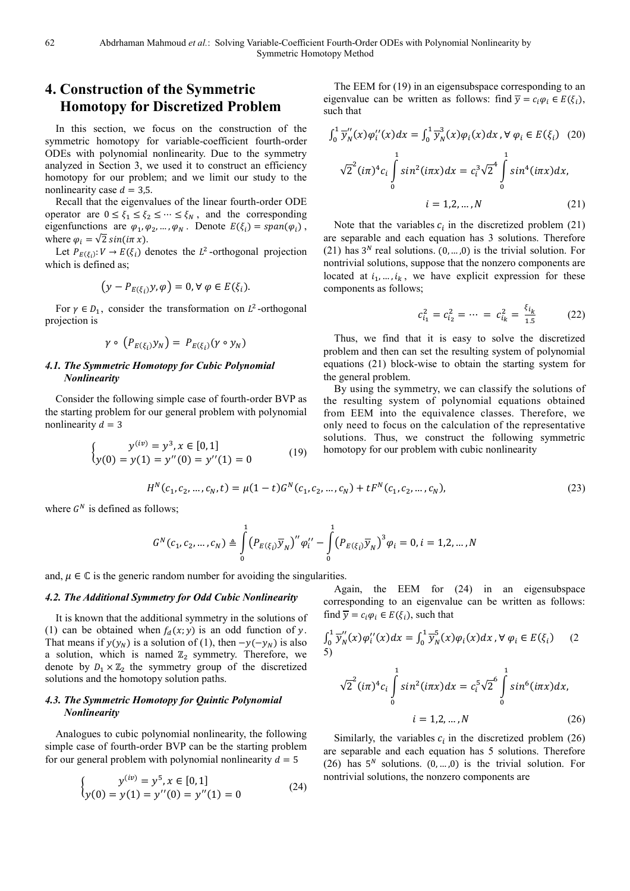## 4. Construction of the Symmetric Homotopy for Discretized Problem

In this section, we focus on the construction of the symmetric homotopy for variable-coefficient fourth-order ODEs with polynomial nonlinearity. Due to the symmetry analyzed in Section 3, we used it to construct an efficiency homotopy for our problem; and we limit our study to the nonlinearity case $d = 3{,}5$.

Recall that the eigenvalues of the linear fourth-order ODE operator are $0 \le \xi_1 \le \xi_2 \le \cdots \le \xi_N$, and the corresponding eigenfunctions are $\varphi_1, \varphi_2, \ldots, \varphi_N$. Denote $E(\xi_i) = span(\varphi_i)$, where $\varphi_i = \sqrt{2}\, sin(i\pi\, x)$.

Let $P_{E(\xi_i)}: V \to E(\xi_i)$ denotes the $L^2$-orthogonal projection which is defined as;

$$\left(y - P_{E(\xi_i)}y, \varphi\right) = 0, \forall\, \varphi \in E(\xi_i).$$

For $\gamma \in D_1$, consider the transformation on $L^2$-orthogonal projection is

$$\gamma \circ \left(P_{E(\xi_i)}y_N\right) = P_{E(\xi_i)}(\gamma \circ y_N)$$

### *4.1. The Symmetric Homotopy for Cubic Polynomial Nonlinearity*

Consider the following simple case of fourth-order BVP as the starting problem for our general problem with polynomial nonlinearity $d = 3$

$$\begin{cases} y^{(iv)} = y^3, x \in [0,1] \\ y(0) = y(1) = y''(0) = y''(1) = 0 \end{cases} \tag{19}$$

The EEM for (19) in an eigensubspace corresponding to an eigenvalue can be written as follows: find $\overline{y} = c_i\varphi_i \in E(\xi_i)$, such that

$$\int_0^1 \overline{y}_N''(x)\varphi_i''(x)dx = \int_0^1 \overline{y}_N^3(x)\varphi_i(x)dx, \forall\, \varphi_i \in E(\xi_i) \tag{20}$$

$$\sqrt{2}^2(i\pi)^4 c_i \int_0^1 sin^2(i\pi x)dx = c_i^3\sqrt{2}^4 \int_0^1 sin^4(i\pi x)dx,$$

$$i = 1,2, \ldots, N \tag{21}$$

Note that the variables $c_i$ in the discretized problem (21) are separable and each equation has 3 solutions. Therefore (21) has $3^N$ real solutions. $(0, \ldots, 0)$ is the trivial solution. For nontrivial solutions, suppose that the nonzero components are located at $i_1, \ldots, i_k$, we have explicit expression for these components as follows;

$$c_{i_1}^2 = c_{i_2}^2 = \cdots = c_{i_k}^2 = \frac{\xi_{i_k}}{1.5} \tag{22}$$

Thus, we find that it is easy to solve the discretized problem and then can set the resulting system of polynomial equations (21) block-wise to obtain the starting system for the general problem.

By using the symmetry, we can classify the solutions of the resulting system of polynomial equations obtained from EEM into the equivalence classes. Therefore, we only need to focus on the calculation of the representative solutions. Thus, we construct the following symmetric homotopy for our problem with cubic nonlinearity

$$H^N(c_1, c_2, \ldots, c_N, t) = \mu(1-t)G^N(c_1, c_2, \ldots, c_N) + tF^N(c_1, c_2, \ldots, c_N), \tag{23}$$

where $G^N$ is defined as follows;

$$G^N(c_1, c_2, \ldots, c_N) \triangleq \int_0^1 \left(P_{E(\xi_i)}\overline{y}_N\right)'' \varphi_i'' - \int_0^1 \left(P_{E(\xi_i)}\overline{y}_N\right)^3 \varphi_i = 0, i = 1,2, \ldots, N$$

and, $\mu \in \mathbb{C}$ is the generic random number for avoiding the singularities.

### *4.2. The Additional Symmetry for Odd Cubic Nonlinearity*

It is known that the additional symmetry in the solutions of (1) can be obtained when $f_d(x; y)$ is an odd function of $y$. That means if $y(y_N)$ is a solution of (1), then $-y(-y_N)$ is also a solution, which is named $\mathbb{Z}_2$ symmetry. Therefore, we denote by $D_1 \times \mathbb{Z}_2$ the symmetry group of the discretized solutions and the homotopy solution paths.

### *4.3. The Symmetric Homotopy for Quintic Polynomial Nonlinearity*

Analogues to cubic polynomial nonlinearity, the following simple case of fourth-order BVP can be the starting problem for our general problem with polynomial nonlinearity $d = 5$

$$\begin{cases} y^{(iv)} = y^5, x \in [0,1] \\ y(0) = y(1) = y''(0) = y''(1) = 0 \end{cases} \tag{24}$$

Again, the EEM for (24) in an eigensubspace corresponding to an eigenvalue can be written as follows: find $\overline{y} = c_i\varphi_i \in E(\xi_i)$, such that

$$\int_0^1 \overline{y}_N''(x)\varphi_i''(x)dx = \int_0^1 \overline{y}_N^5(x)\varphi_i(x)dx, \forall\, \varphi_i \in E(\xi_i) \tag{25}$$

$$\sqrt{2}^2(i\pi)^4 c_i \int_0^1 sin^2(i\pi x)dx = c_i^5\sqrt{2}^6 \int_0^1 sin^6(i\pi x)dx,$$

$$i = 1,2, \ldots, N \tag{26}$$

Similarly, the variables $c_i$ in the discretized problem (26) are separable and each equation has 5 solutions. Therefore (26) has $5^N$ solutions. $(0, \ldots, 0)$ is the trivial solution. For nontrivial solutions, the nonzero components are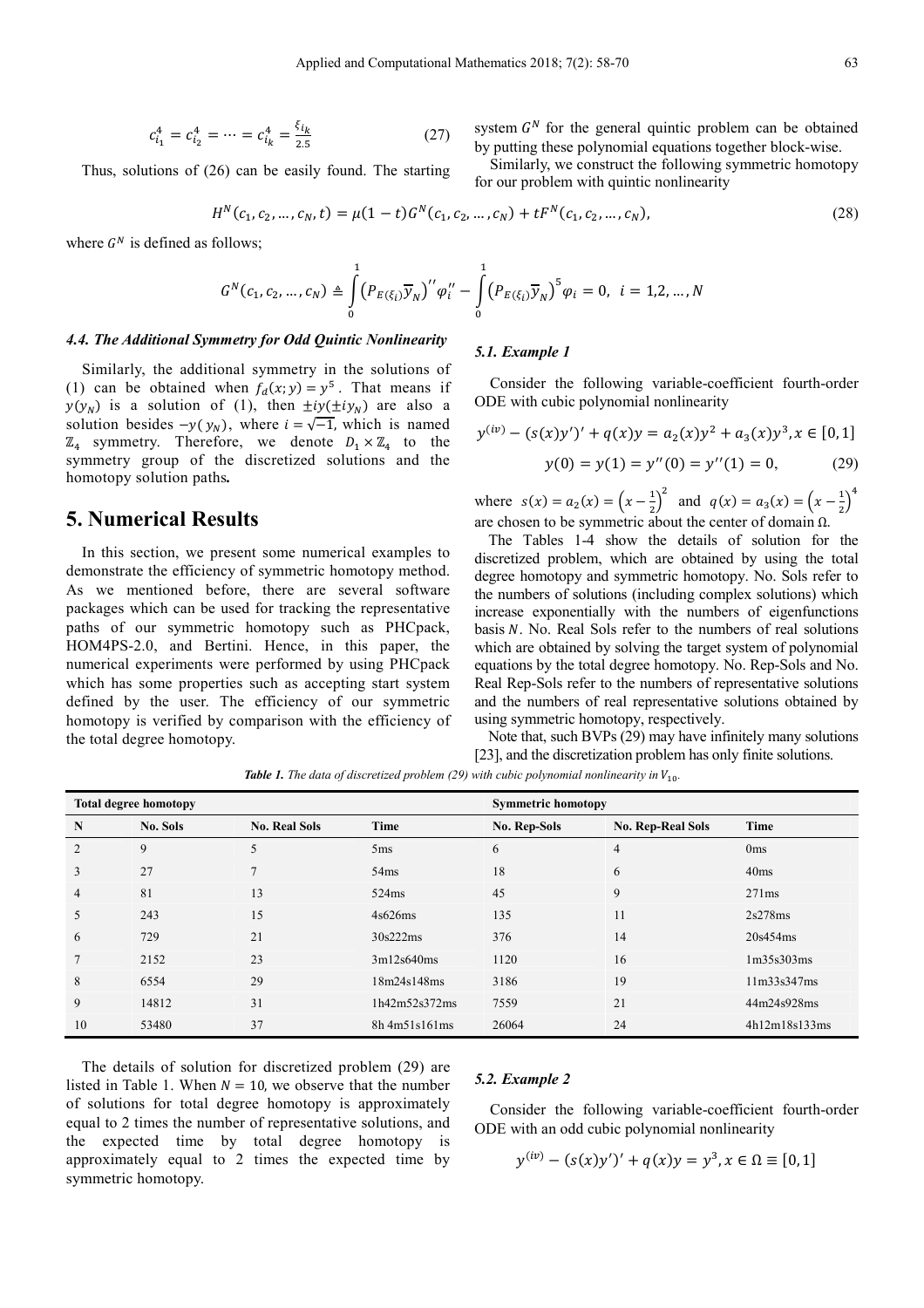$$c_{i_1}^4 = c_{i_2}^4 = \cdots = c_{i_k}^4 = \frac{\xi_{i_k}}{2.5} \tag{27}$$

Thus, solutions of (26) can be easily found. The starting system $G^N$ for the general quintic problem can be obtained by putting these polynomial equations together block-wise.

Similarly, we construct the following symmetric homotopy for our problem with quintic nonlinearity

$$H^N(c_1, c_2, \ldots, c_N, t) = \mu(1-t)G^N(c_1, c_2, \ldots, c_N) + tF^N(c_1, c_2, \ldots, c_N), \tag{28}$$

where $G^N$ is defined as follows;

$$G^N(c_1, c_2, \ldots, c_N) \triangleq \int_0^1 \left(P_{E(\xi_i)}\overline{y}_N\right)'' \varphi_i'' - \int_0^1 \left(P_{E(\xi_i)}\overline{y}_N\right)^5 \varphi_i = 0, \;\; i = 1,2,\ldots,N$$

#### 4.4. The Additional Symmetry for Odd Quintic Nonlinearity

Similarly, the additional symmetry in the solutions of (1) can be obtained when $f_d(x;y) = y^5$. That means if $y(y_N)$ is a solution of (1), then $\pm iy(\pm iy_N)$ are also a solution besides $-y(y_N)$, where $i = \sqrt{-1}$, which is named $\mathbb{Z}_4$ symmetry. Therefore, we denote $D_1 \times \mathbb{Z}_4$ to the symmetry group of the discretized solutions and the homotopy solution paths**.**

## 5. Numerical Results

In this section, we present some numerical examples to demonstrate the efficiency of symmetric homotopy method. As we mentioned before, there are several software packages which can be used for tracking the representative paths of our symmetric homotopy such as PHCpack, HOM4PS-2.0, and Bertini. Hence, in this paper, the numerical experiments were performed by using PHCpack which has some properties such as accepting start system defined by the user. The efficiency of our symmetric homotopy is verified by comparison with the efficiency of the total degree homotopy.

### 5.1. Example 1

Consider the following variable-coefficient fourth-order ODE with cubic polynomial nonlinearity

$$y^{(iv)} - (s(x)y')' + q(x)y = a_2(x)y^2 + a_3(x)y^3, x \in [0,1]$$

$$y(0) = y(1) = y''(0) = y''(1) = 0, \tag{29}$$

where $s(x) = a_2(x) = \left(x - \frac{1}{2}\right)^2$ and $q(x) = a_3(x) = \left(x - \frac{1}{2}\right)^4$ are chosen to be symmetric about the center of domain Ω.

The Tables 1-4 show the details of solution for the discretized problem, which are obtained by using the total degree homotopy and symmetric homotopy. No. Sols refer to the numbers of solutions (including complex solutions) which increase exponentially with the numbers of eigenfunctions basis $N$. No. Real Sols refer to the numbers of real solutions which are obtained by solving the target system of polynomial equations by the total degree homotopy. No. Rep-Sols and No. Real Rep-Sols refer to the numbers of representative solutions and the numbers of real representative solutions obtained by using symmetric homotopy, respectively.

Note that, such BVPs (29) may have infinitely many solutions [23], and the discretization problem has only finite solutions.

***Table 1.*** *The data of discretized problem (29) with cubic polynomial nonlinearity in* $V_{10}$.

| **Total degree homotopy** | | | | **Symmetric homotopy** | | |
|---|---|---|---|---|---|---|
| **N** | **No. Sols** | **No. Real Sols** | **Time** | **No. Rep-Sols** | **No. Rep-Real Sols** | **Time** |
| 2 | 9 | 5 | 5ms | 6 | 4 | 0ms |
| 3 | 27 | 7 | 54ms | 18 | 6 | 40ms |
| 4 | 81 | 13 | 524ms | 45 | 9 | 271ms |
| 5 | 243 | 15 | 4s626ms | 135 | 11 | 2s278ms |
| 6 | 729 | 21 | 30s222ms | 376 | 14 | 20s454ms |
| 7 | 2152 | 23 | 3m12s640ms | 1120 | 16 | 1m35s303ms |
| 8 | 6554 | 29 | 18m24s148ms | 3186 | 19 | 11m33s347ms |
| 9 | 14812 | 31 | 1h42m52s372ms | 7559 | 21 | 44m24s928ms |
| 10 | 53480 | 37 | 8h 4m51s161ms | 26064 | 24 | 4h12m18s133ms |

The details of solution for discretized problem (29) are listed in Table 1. When $N = 10$, we observe that the number of solutions for total degree homotopy is approximately equal to 2 times the number of representative solutions, and the expected time by total degree homotopy is approximately equal to 2 times the expected time by symmetric homotopy.

### 5.2. Example 2

Consider the following variable-coefficient fourth-order ODE with an odd cubic polynomial nonlinearity

$$y^{(iv)} - (s(x)y')' + q(x)y = y^3, x \in \Omega \equiv [0,1]$$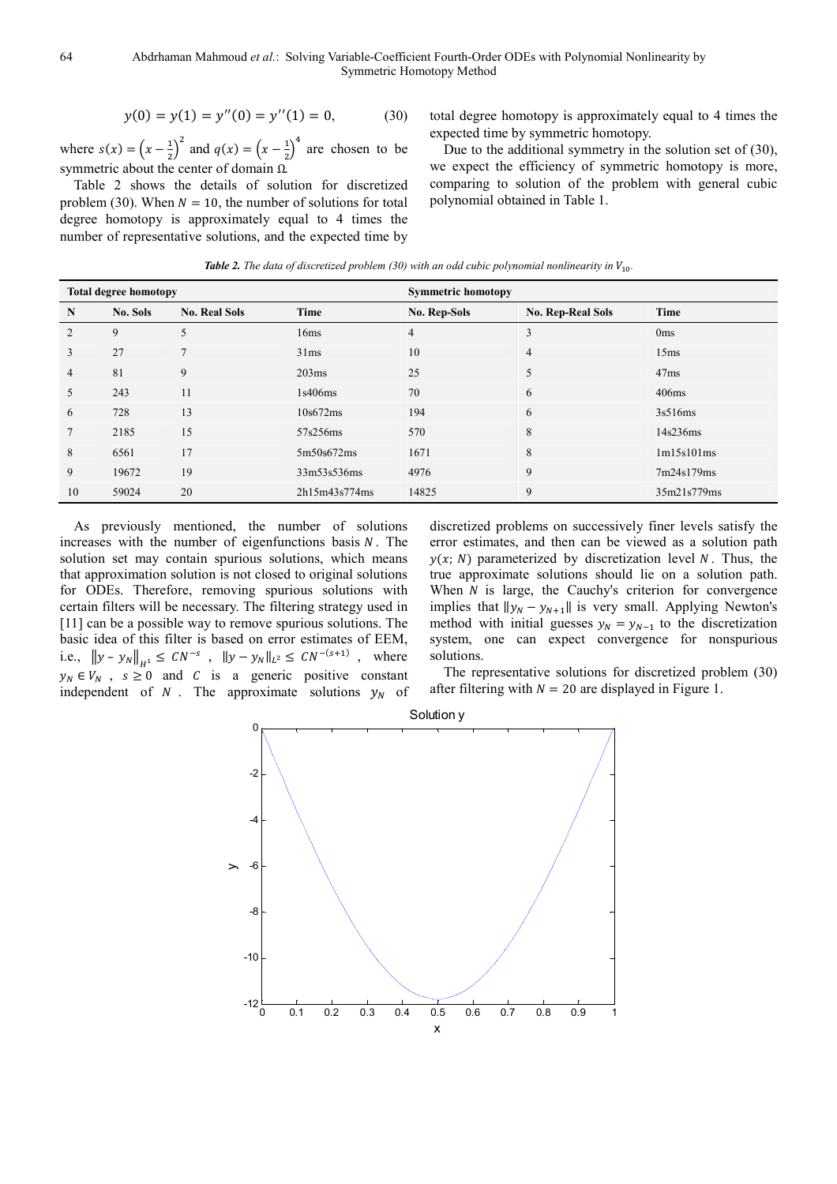$$y(0) = y(1) = y''(0) = y''(1) = 0, \tag{30}$$

where $s(x) = \left(x - \frac{1}{2}\right)^2$ and $q(x) = \left(x - \frac{1}{2}\right)^4$ are chosen to be symmetric about the center of domain $\Omega$.

Table 2 shows the details of solution for discretized problem (30). When $N = 10$, the number of solutions for total degree homotopy is approximately equal to 4 times the number of representative solutions, and the expected time by total degree homotopy is approximately equal to 4 times the expected time by symmetric homotopy.

Due to the additional symmetry in the solution set of (30), we expect the efficiency of symmetric homotopy is more, comparing to solution of the problem with general cubic polynomial obtained in Table 1.

***Table 2.*** *The data of discretized problem (30) with an odd cubic polynomial nonlinearity in* $V_{10}$.

| Total degree homotopy | | | | Symmetric homotopy | | |
|---|---|---|---|---|---|---|
| **N** | **No. Sols** | **No. Real Sols** | **Time** | **No. Rep-Sols** | **No. Rep-Real Sols** | **Time** |
| 2 | 9 | 5 | 16ms | 4 | 3 | 0ms |
| 3 | 27 | 7 | 31ms | 10 | 4 | 15ms |
| 4 | 81 | 9 | 203ms | 25 | 5 | 47ms |
| 5 | 243 | 11 | 1s406ms | 70 | 6 | 406ms |
| 6 | 728 | 13 | 10s672ms | 194 | 6 | 3s516ms |
| 7 | 2185 | 15 | 57s256ms | 570 | 8 | 14s236ms |
| 8 | 6561 | 17 | 5m50s672ms | 1671 | 8 | 1m15s101ms |
| 9 | 19672 | 19 | 33m53s536ms | 4976 | 9 | 7m24s179ms |
| 10 | 59024 | 20 | 2h15m43s774ms | 14825 | 9 | 35m21s779ms |

As previously mentioned, the number of solutions increases with the number of eigenfunctions basis $N$. The solution set may contain spurious solutions, which means that approximation solution is not closed to original solutions for ODEs. Therefore, removing spurious solutions with certain filters will be necessary. The filtering strategy used in [11] can be a possible way to remove spurious solutions. The basic idea of this filter is based on error estimates of EEM, i.e., $\|y - y_N\|_{H^1} \le CN^{-s}$, $\|y - y_N\|_{L^2} \le CN^{-(s+1)}$, where $y_N \in V_N$, $s \ge 0$ and $C$ is a generic positive constant independent of $N$. The approximate solutions $y_N$ of discretized problems on successively finer levels satisfy the error estimates, and then can be viewed as a solution path $y(x; N)$ parameterized by discretization level $N$. Thus, the true approximate solutions should lie on a solution path. When $N$ is large, the Cauchy's criterion for convergence implies that $\|y_N - y_{N+1}\|$ is very small. Applying Newton's method with initial guesses $y_N = y_{N-1}$ to the discretization system, one can expect convergence for nonspurious solutions.

The representative solutions for discretized problem (30) after filtering with $N = 20$ are displayed in Figure 1.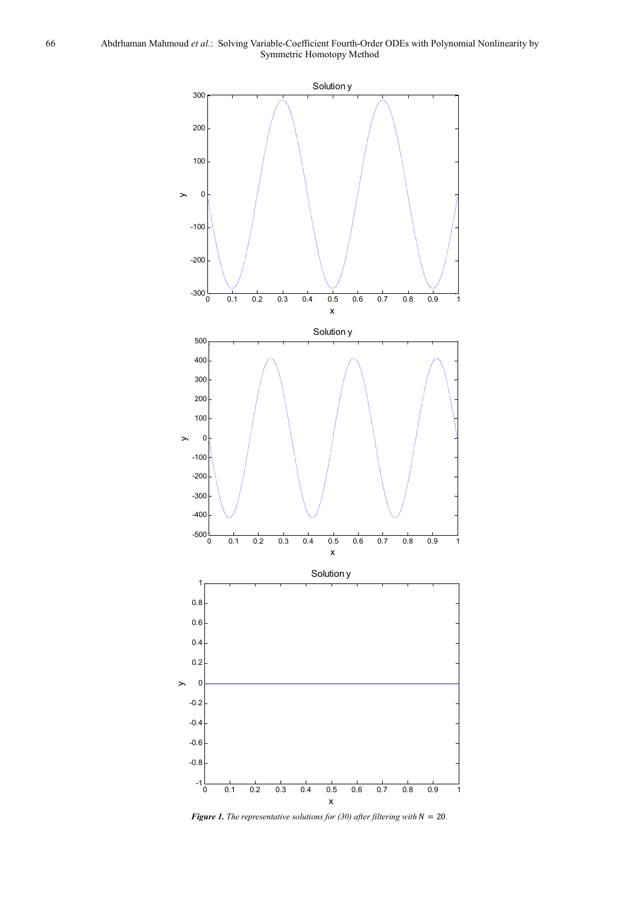***Figure 1.*** *The representative solutions for (30) after filtering with* $N = 20$.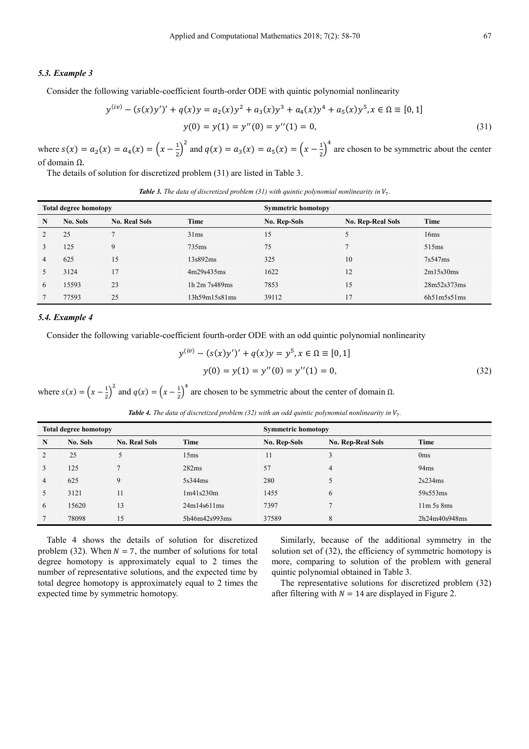### 5.3. Example 3

Consider the following variable-coefficient fourth-order ODE with quintic polynomial nonlinearity

$$y^{(iv)} - (s(x)y')' + q(x)y = a_2(x)y^2 + a_3(x)y^3 + a_4(x)y^4 + a_5(x)y^5, x \in \Omega \equiv [0,1]$$
$$y(0) = y(1) = y''(0) = y''(1) = 0, \tag{31}$$

where $s(x) = a_2(x) = a_4(x) = \left(x - \frac{1}{2}\right)^2$ and $q(x) = a_3(x) = a_5(x) = \left(x - \frac{1}{2}\right)^4$ are chosen to be symmetric about the center of domain Ω.

The details of solution for discretized problem (31) are listed in Table 3.

***Table 3.*** *The data of discretized problem (31) with quintic polynomial nonlinearity in $V_7$.*

| Total degree homotopy | | | | Symmetric homotopy | | |
|---|---|---|---|---|---|---|
| N | No. Sols | No. Real Sols | Time | No. Rep-Sols | No. Rep-Real Sols | Time |
| 2 | 25 | 7 | 31ms | 15 | 5 | 16ms |
| 3 | 125 | 9 | 735ms | 75 | 7 | 515ms |
| 4 | 625 | 15 | 13s892ms | 325 | 10 | 7s547ms |
| 5 | 3124 | 17 | 4m29s435ms | 1622 | 12 | 2m15s30ms |
| 6 | 15593 | 23 | 1h 2m 7s489ms | 7853 | 15 | 28m52s373ms |
| 7 | 77593 | 25 | 13h59m15s81ms | 39112 | 17 | 6h51m5s51ms |

### 5.4. Example 4

Consider the following variable-coefficient fourth-order ODE with an odd quintic polynomial nonlinearity

$$y^{(iv)} - (s(x)y')' + q(x)y = y^5, x \in \Omega \equiv [0,1]$$
$$y(0) = y(1) = y''(0) = y''(1) = 0, \tag{32}$$

where $s(x) = \left(x - \frac{1}{2}\right)^2$ and $q(x) = \left(x - \frac{1}{2}\right)^4$ are chosen to be symmetric about the center of domain Ω.

***Table 4.*** *The data of discretized problem (32) with an odd quintic polynomial nonlinearity in $V_7$.*

| Total degree homotopy | | | | Symmetric homotopy | | |
|---|---|---|---|---|---|---|
| N | No. Sols | No. Real Sols | Time | No. Rep-Sols | No. Rep-Real Sols | Time |
| 2 | 25 | 5 | 15ms | 11 | 3 | 0ms |
| 3 | 125 | 7 | 282ms | 57 | 4 | 94ms |
| 4 | 625 | 9 | 5s344ms | 280 | 5 | 2s234ms |
| 5 | 3121 | 11 | 1m41s230m | 1455 | 6 | 59s553ms |
| 6 | 15620 | 13 | 24m14s611ms | 7397 | 7 | 11m 5s 8ms |
| 7 | 78098 | 15 | 5h46m42s993ms | 37589 | 8 | 2h24m40s948ms |

Table 4 shows the details of solution for discretized problem (32). When $N = 7$, the number of solutions for total degree homotopy is approximately equal to 2 times the number of representative solutions, and the expected time by total degree homotopy is approximately equal to 2 times the expected time by symmetric homotopy.

Similarly, because of the additional symmetry in the solution set of (32), the efficiency of symmetric homotopy is more, comparing to solution of the problem with general quintic polynomial obtained in Table 3.

The representative solutions for discretized problem (32) after filtering with $N = 14$ are displayed in Figure 2.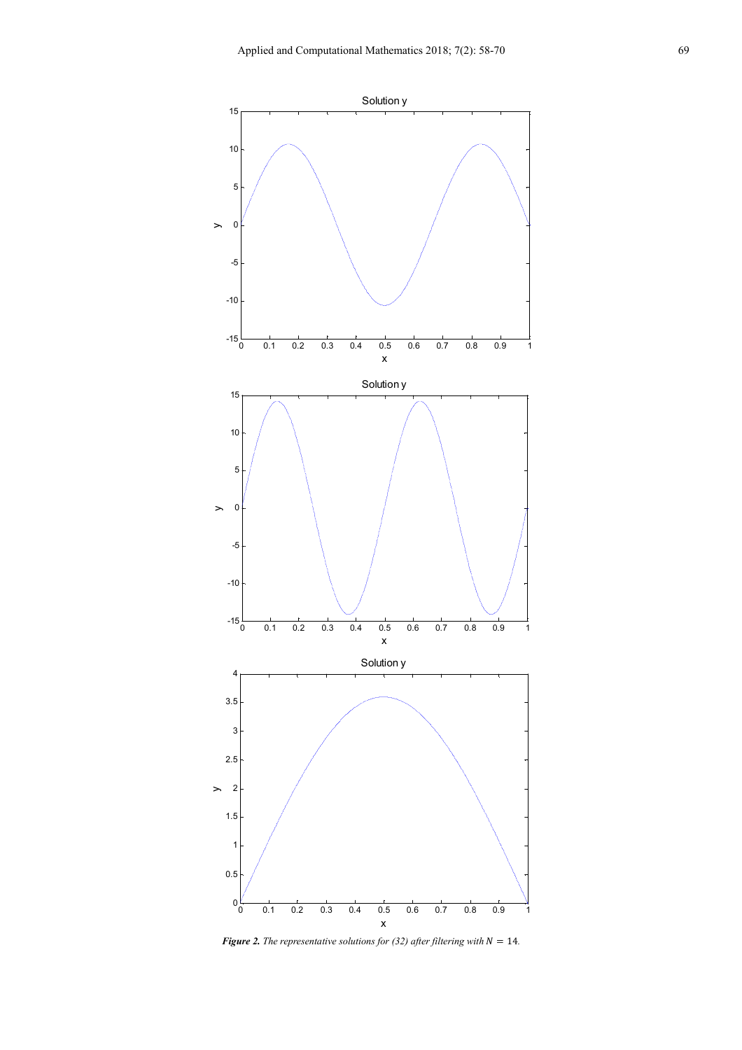*Figure 2. The representative solutions for (32) after filtering with $N = 14$.*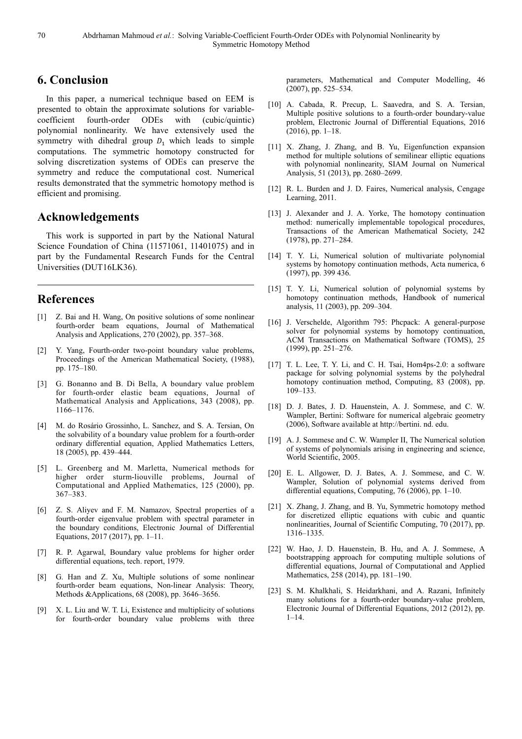## 6. Conclusion

In this paper, a numerical technique based on EEM is presented to obtain the approximate solutions for variable-coefficient fourth-order ODEs with (cubic/quintic) polynomial nonlinearity. We have extensively used the symmetry with dihedral group $D_1$ which leads to simple computations. The symmetric homotopy constructed for solving discretization systems of ODEs can preserve the symmetry and reduce the computational cost. Numerical results demonstrated that the symmetric homotopy method is efficient and promising.

## Acknowledgements

This work is supported in part by the National Natural Science Foundation of China (11571061, 11401075) and in part by the Fundamental Research Funds for the Central Universities (DUT16LK36).

## References

[1] Z. Bai and H. Wang, On positive solutions of some nonlinear fourth-order beam equations, Journal of Mathematical Analysis and Applications, 270 (2002), pp. 357–368.

[2] Y. Yang, Fourth-order two-point boundary value problems, Proceedings of the American Mathematical Society, (1988), pp. 175–180.

[3] G. Bonanno and B. Di Bella, A boundary value problem for fourth-order elastic beam equations, Journal of Mathematical Analysis and Applications, 343 (2008), pp. 1166–1176.

[4] M. do Rosário Grossinho, L. Sanchez, and S. A. Tersian, On the solvability of a boundary value problem for a fourth-order ordinary differential equation, Applied Mathematics Letters, 18 (2005), pp. 439–444.

[5] L. Greenberg and M. Marletta, Numerical methods for higher order sturm-liouville problems, Journal of Computational and Applied Mathematics, 125 (2000), pp. 367–383.

[6] Z. S. Aliyev and F. M. Namazov, Spectral properties of a fourth-order eigenvalue problem with spectral parameter in the boundary conditions, Electronic Journal of Differential Equations, 2017 (2017), pp. 1–11.

[7] R. P. Agarwal, Boundary value problems for higher order differential equations, tech. report, 1979.

[8] G. Han and Z. Xu, Multiple solutions of some nonlinear fourth-order beam equations, Non-linear Analysis: Theory, Methods &Applications, 68 (2008), pp. 3646–3656.

[9] X. L. Liu and W. T. Li, Existence and multiplicity of solutions for fourth-order boundary value problems with three parameters, Mathematical and Computer Modelling, 46 (2007), pp. 525–534.

[10] A. Cabada, R. Precup, L. Saavedra, and S. A. Tersian, Multiple positive solutions to a fourth-order boundary-value problem, Electronic Journal of Differential Equations, 2016 (2016), pp. 1–18.

[11] X. Zhang, J. Zhang, and B. Yu, Eigenfunction expansion method for multiple solutions of semilinear elliptic equations with polynomial nonlinearity, SIAM Journal on Numerical Analysis, 51 (2013), pp. 2680–2699.

[12] R. L. Burden and J. D. Faires, Numerical analysis, Cengage Learning, 2011.

[13] J. Alexander and J. A. Yorke, The homotopy continuation method: numerically implementable topological procedures, Transactions of the American Mathematical Society, 242 (1978), pp. 271–284.

[14] T. Y. Li, Numerical solution of multivariate polynomial systems by homotopy continuation methods, Acta numerica, 6 (1997), pp. 399 436.

[15] T. Y. Li, Numerical solution of polynomial systems by homotopy continuation methods, Handbook of numerical analysis, 11 (2003), pp. 209–304.

[16] J. Verschelde, Algorithm 795: Phcpack: A general-purpose solver for polynomial systems by homotopy continuation, ACM Transactions on Mathematical Software (TOMS), 25 (1999), pp. 251–276.

[17] T. L. Lee, T. Y. Li, and C. H. Tsai, Hom4ps-2.0: a software package for solving polynomial systems by the polyhedral homotopy continuation method, Computing, 83 (2008), pp. 109–133.

[18] D. J. Bates, J. D. Hauenstein, A. J. Sommese, and C. W. Wampler, Bertini: Software for numerical algebraic geometry (2006), Software available at http://bertini. nd. edu.

[19] A. J. Sommese and C. W. Wampler II, The Numerical solution of systems of polynomials arising in engineering and science, World Scientific, 2005.

[20] E. L. Allgower, D. J. Bates, A. J. Sommese, and C. W. Wampler, Solution of polynomial systems derived from differential equations, Computing, 76 (2006), pp. 1–10.

[21] X. Zhang, J. Zhang, and B. Yu, Symmetric homotopy method for discretized elliptic equations with cubic and quantic nonlinearities, Journal of Scientific Computing, 70 (2017), pp. 1316–1335.

[22] W. Hao, J. D. Hauenstein, B. Hu, and A. J. Sommese, A bootstrapping approach for computing multiple solutions of differential equations, Journal of Computational and Applied Mathematics, 258 (2014), pp. 181–190.

[23] S. M. Khalkhali, S. Heidarkhani, and A. Razani, Infinitely many solutions for a fourth-order boundary-value problem, Electronic Journal of Differential Equations, 2012 (2012), pp. 1–14.